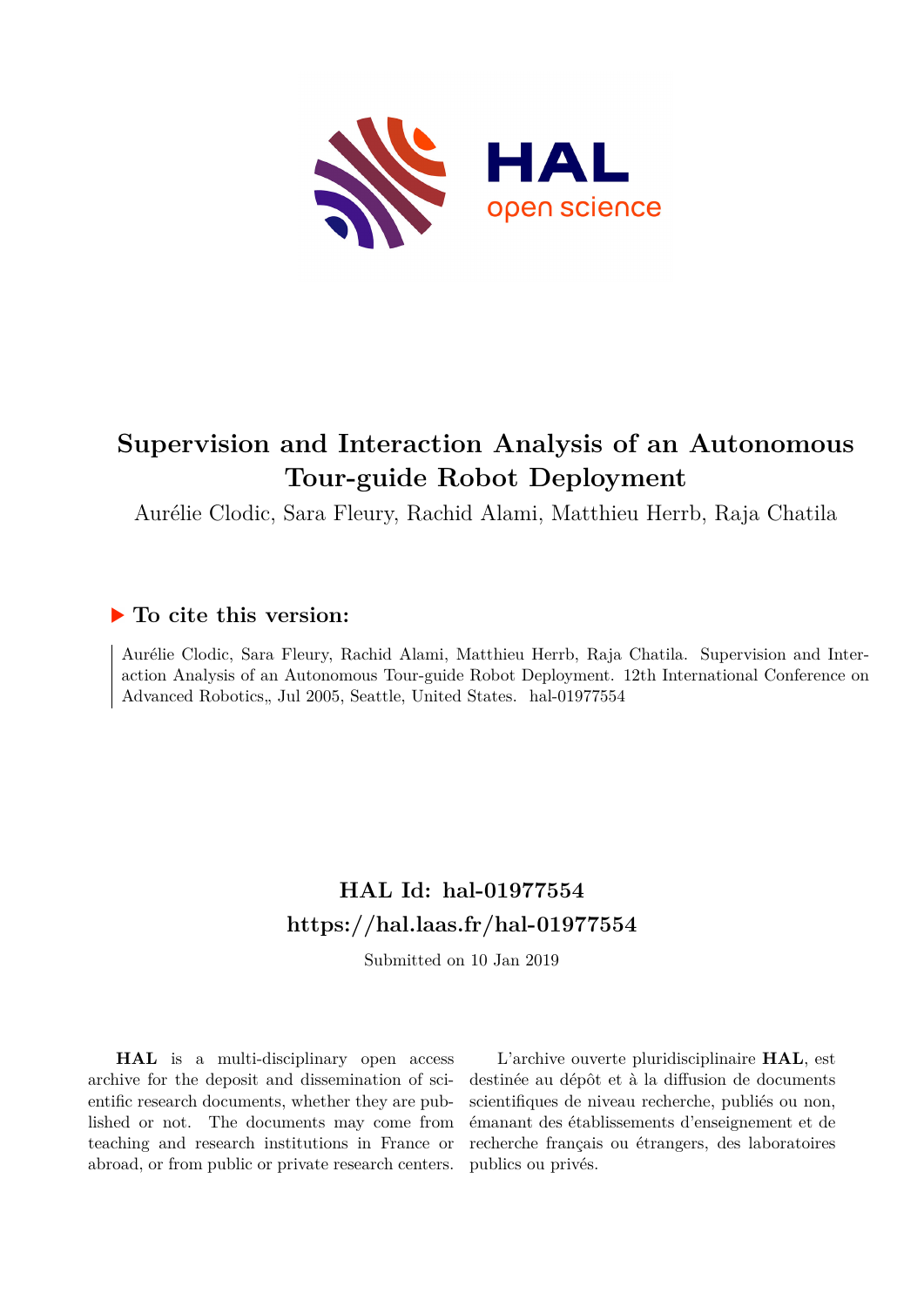# Supervision and Interaction Analysis of an Autonomous Tour-guide Robot Deployment

Aurélie Clodic, Sara Fleury, Rachid Alami, Matthieu Herrb, Raja Chatila

## ▶ To cite this version:

Aurélie Clodic, Sara Fleury, Rachid Alami, Matthieu Herrb, Raja Chatila. Supervision and Interaction Analysis of an Autonomous Tour-guide Robot Deployment. 12th International Conference on Advanced Robotics,, Jul 2005, Seattle, United States. hal-01977554

## HAL Id: hal-01977554
## https://hal.laas.fr/hal-01977554

Submitted on 10 Jan 2019

**HAL** is a multi-disciplinary open access archive for the deposit and dissemination of scientific research documents, whether they are published or not. The documents may come from teaching and research institutions in France or abroad, or from public or private research centers.

L'archive ouverte pluridisciplinaire **HAL**, est destinée au dépôt et à la diffusion de documents scientifiques de niveau recherche, publiés ou non, émanant des établissements d'enseignement et de recherche français ou étrangers, des laboratoires publics ou privés.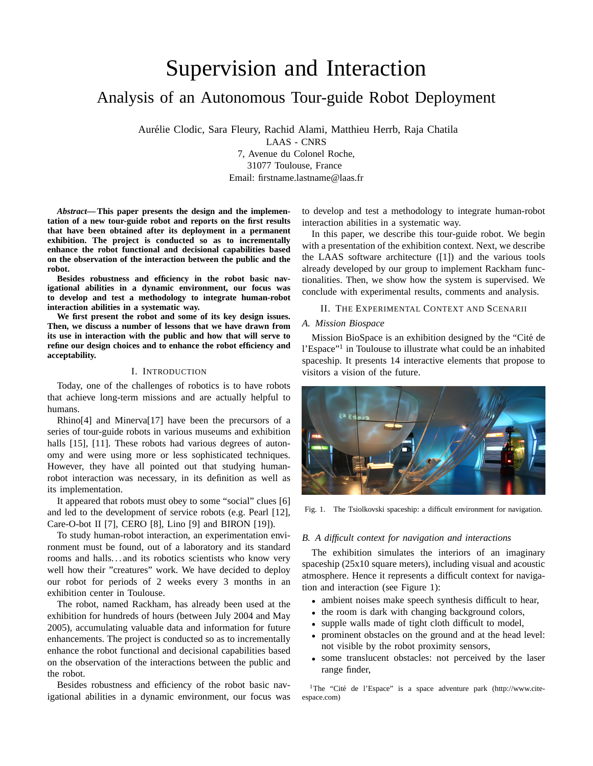# Supervision and Interaction

## Analysis of an Autonomous Tour-guide Robot Deployment

Aurélie Clodic, Sara Fleury, Rachid Alami, Matthieu Herrb, Raja Chatila
LAAS - CNRS
7, Avenue du Colonel Roche,
31077 Toulouse, France
Email: firstname.lastname@laas.fr

***Abstract*— This paper presents the design and the implementation of a new tour-guide robot and reports on the first results that have been obtained after its deployment in a permanent exhibition. The project is conducted so as to incrementally enhance the robot functional and decisional capabilities based on the observation of the interaction between the public and the robot.**

**Besides robustness and efficiency in the robot basic navigational abilities in a dynamic environment, our focus was to develop and test a methodology to integrate human-robot interaction abilities in a systematic way.**

**We first present the robot and some of its key design issues. Then, we discuss a number of lessons that we have drawn from its use in interaction with the public and how that will serve to refine our design choices and to enhance the robot efficiency and acceptability.**

### I. Introduction

Today, one of the challenges of robotics is to have robots that achieve long-term missions and are actually helpful to humans.

Rhino[4] and Minerva[17] have been the precursors of a series of tour-guide robots in various museums and exhibition halls [15], [11]. These robots had various degrees of autonomy and were using more or less sophisticated techniques. However, they have all pointed out that studying human-robot interaction was necessary, in its definition as well as its implementation.

It appeared that robots must obey to some "social" clues [6] and led to the development of service robots (e.g. Pearl [12], Care-O-bot II [7], CERO [8], Lino [9] and BIRON [19]).

To study human-robot interaction, an experimentation environment must be found, out of a laboratory and its standard rooms and halls…and its robotics scientists who know very well how their "creatures" work. We have decided to deploy our robot for periods of 2 weeks every 3 months in an exhibition center in Toulouse.

The robot, named Rackham, has already been used at the exhibition for hundreds of hours (between July 2004 and May 2005), accumulating valuable data and information for future enhancements. The project is conducted so as to incrementally enhance the robot functional and decisional capabilities based on the observation of the interactions between the public and the robot.

Besides robustness and efficiency of the robot basic navigational abilities in a dynamic environment, our focus was to develop and test a methodology to integrate human-robot interaction abilities in a systematic way.

In this paper, we describe this tour-guide robot. We begin with a presentation of the exhibition context. Next, we describe the LAAS software architecture ([1]) and the various tools already developed by our group to implement Rackham functionalities. Then, we show how the system is supervised. We conclude with experimental results, comments and analysis.

### II. The Experimental Context and Scenarii

#### A. Mission Biospace

Mission BioSpace is an exhibition designed by the "Cité de l'Espace"[1] in Toulouse to illustrate what could be an inhabited spaceship. It presents 14 interactive elements that propose to visitors a vision of the future.

Fig. 1. The Tsiolkovski spaceship: a difficult environment for navigation.

#### B. A difficult context for navigation and interactions

The exhibition simulates the interiors of an imaginary spaceship (25x10 square meters), including visual and acoustic atmosphere. Hence it represents a difficult context for navigation and interaction (see Figure 1):

- ambient noises make speech synthesis difficult to hear,
- the room is dark with changing background colors,
- supple walls made of tight cloth difficult to model,
- prominent obstacles on the ground and at the head level: not visible by the robot proximity sensors,
- some translucent obstacles: not perceived by the laser range finder,

[1] The "Cité de l'Espace" is a space adventure park (http://www.cite-espace.com)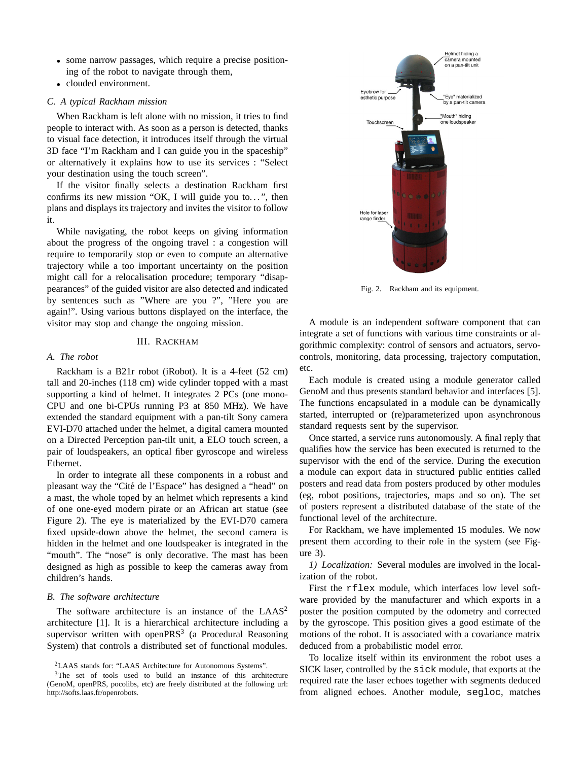- some narrow passages, which require a precise positioning of the robot to navigate through them,
- clouded environment.

### C. A typical Rackham mission

When Rackham is left alone with no mission, it tries to find people to interact with. As soon as a person is detected, thanks to visual face detection, it introduces itself through the virtual 3D face "I'm Rackham and I can guide you in the spaceship" or alternatively it explains how to use its services : "Select your destination using the touch screen".

If the visitor finally selects a destination Rackham first confirms its new mission "OK, I will guide you to…", then plans and displays its trajectory and invites the visitor to follow it.

While navigating, the robot keeps on giving information about the progress of the ongoing travel : a congestion will require to temporarily stop or even to compute an alternative trajectory while a too important uncertainty on the position might call for a relocalisation procedure; temporary "disappearances" of the guided visitor are also detected and indicated by sentences such as "Where are you ?", "Here you are again!". Using various buttons displayed on the interface, the visitor may stop and change the ongoing mission.

## III. Rackham

### A. The robot

Rackham is a B21r robot (iRobot). It is a 4-feet (52 cm) tall and 20-inches (118 cm) wide cylinder topped with a mast supporting a kind of helmet. It integrates 2 PCs (one mono-CPU and one bi-CPUs running P3 at 850 MHz). We have extended the standard equipment with a pan-tilt Sony camera EVI-D70 attached under the helmet, a digital camera mounted on a Directed Perception pan-tilt unit, a ELO touch screen, a pair of loudspeakers, an optical fiber gyroscope and wireless Ethernet.

In order to integrate all these components in a robust and pleasant way the "Cité de l'Espace" has designed a "head" on a mast, the whole toped by an helmet which represents a kind of one one-eyed modern pirate or an African art statue (see Figure 2). The eye is materialized by the EVI-D70 camera fixed upside-down above the helmet, the second camera is hidden in the helmet and one loudspeaker is integrated in the "mouth". The "nose" is only decorative. The mast has been designed as high as possible to keep the cameras away from children's hands.

### B. The software architecture

The software architecture is an instance of the LAAS[2] architecture [1]. It is a hierarchical architecture including a supervisor written with openPRS[3] (a Procedural Reasoning System) that controls a distributed set of functional modules.

[2]LAAS stands for: "LAAS Architecture for Autonomous Systems".

[3]The set of tools used to build an instance of this architecture (GenoM, openPRS, pocolibs, etc) are freely distributed at the following url: http://softs.laas.fr/openrobots.

Helmet hiding a camera mounted on a pan-tilt unit

Eyebrow for esthetic purpose

"Eye" materialized by a pan-tilt camera

"Mouth" hiding one loudspeaker

Touchscreen

Hole for laser range finder

Fig. 2. Rackham and its equipment.

A module is an independent software component that can integrate a set of functions with various time constraints or algorithmic complexity: control of sensors and actuators, servo-controls, monitoring, data processing, trajectory computation, etc.

Each module is created using a module generator called GenoM and thus presents standard behavior and interfaces [5]. The functions encapsulated in a module can be dynamically started, interrupted or (re)parameterized upon asynchronous standard requests sent by the supervisor.

Once started, a service runs autonomously. A final reply that qualifies how the service has been executed is returned to the supervisor with the end of the service. During the execution a module can export data in structured public entities called posters and read data from posters produced by other modules (eg, robot positions, trajectories, maps and so on). The set of posters represent a distributed database of the state of the functional level of the architecture.

For Rackham, we have implemented 15 modules. We now present them according to their role in the system (see Figure 3).

*1) Localization:* Several modules are involved in the localization of the robot.

First the `rflex` module, which interfaces low level software provided by the manufacturer and which exports in a poster the position computed by the odometry and corrected by the gyroscope. This position gives a good estimate of the motions of the robot. It is associated with a covariance matrix deduced from a probabilistic model error.

To localize itself within its environment the robot uses a SICK laser, controlled by the `sick` module, that exports at the required rate the laser echoes together with segments deduced from aligned echoes. Another module, `segloc`, matches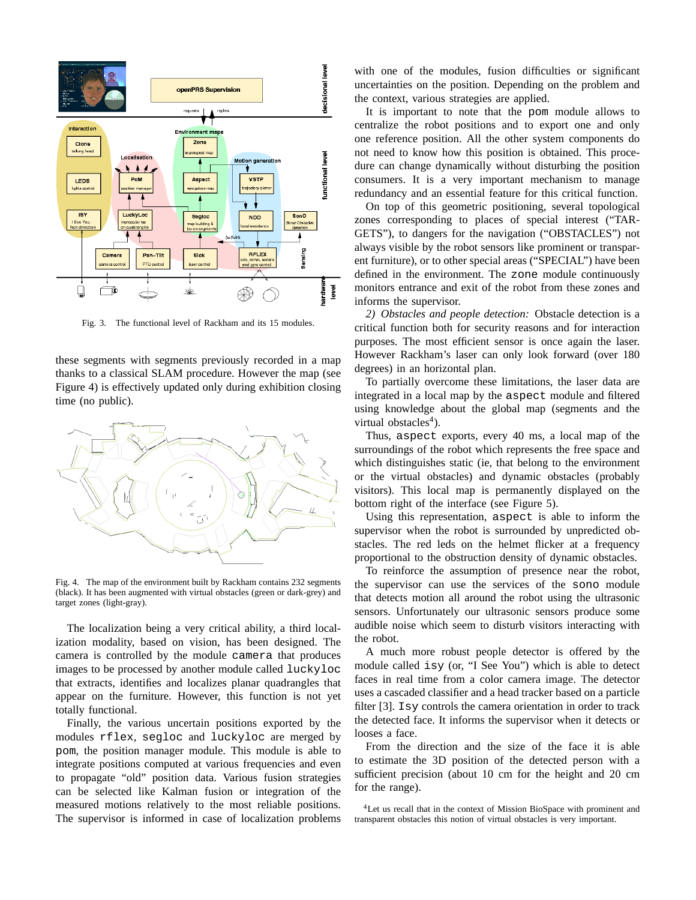Fig. 3. The functional level of Rackham and its 15 modules.

these segments with segments previously recorded in a map thanks to a classical SLAM procedure. However the map (see Figure 4) is effectively updated only during exhibition closing time (no public).

Fig. 4. The map of the environment built by Rackham contains 232 segments (black). It has been augmented with virtual obstacles (green or dark-grey) and target zones (light-gray).

The localization being a very critical ability, a third localization modality, based on vision, has been designed. The camera is controlled by the module `camera` that produces images to be processed by another module called `luckyloc` that extracts, identifies and localizes planar quadrangles that appear on the furniture. However, this function is not yet totally functional.

Finally, the various uncertain positions exported by the modules `rflex`, `segloc` and `luckyloc` are merged by `pom`, the position manager module. This module is able to integrate positions computed at various frequencies and even to propagate "old" position data. Various fusion strategies can be selected like Kalman fusion or integration of the measured motions relatively to the most reliable positions. The supervisor is informed in case of localization problems with one of the modules, fusion difficulties or significant uncertainties on the position. Depending on the problem and the context, various strategies are applied.

It is important to note that the `pom` module allows to centralize the robot positions and to export one and only one reference position. All the other system components do not need to know how this position is obtained. This procedure can change dynamically without disturbing the position consumers. It is a very important mechanism to manage redundancy and an essential feature for this critical function.

On top of this geometric positioning, several topological zones corresponding to places of special interest ("TARGETS"), to dangers for the navigation ("OBSTACLES") not always visible by the robot sensors like prominent or transparent furniture), or to other special areas ("SPECIAL") have been defined in the environment. The `zone` module continuously monitors entrance and exit of the robot from these zones and informs the supervisor.

*2) Obstacles and people detection:* Obstacle detection is a critical function both for security reasons and for interaction purposes. The most efficient sensor is once again the laser. However Rackham's laser can only look forward (over 180 degrees) in an horizontal plan.

To partially overcome these limitations, the laser data are integrated in a local map by the `aspect` module and filtered using knowledge about the global map (segments and the virtual obstacles[4]).

Thus, `aspect` exports, every 40 ms, a local map of the surroundings of the robot which represents the free space and which distinguishes static (ie, that belong to the environment or the virtual obstacles) and dynamic obstacles (probably visitors). This local map is permanently displayed on the bottom right of the interface (see Figure 5).

Using this representation, `aspect` is able to inform the supervisor when the robot is surrounded by unpredicted obstacles. The red leds on the helmet flicker at a frequency proportional to the obstruction density of dynamic obstacles.

To reinforce the assumption of presence near the robot, the supervisor can use the services of the `sono` module that detects motion all around the robot using the ultrasonic sensors. Unfortunately our ultrasonic sensors produce some audible noise which seem to disturb visitors interacting with the robot.

A much more robust people detector is offered by the module called `isy` (or, "I See You") which is able to detect faces in real time from a color camera image. The detector uses a cascaded classifier and a head tracker based on a particle filter [3]. `Isy` controls the camera orientation in order to track the detected face. It informs the supervisor when it detects or looses a face.

From the direction and the size of the face it is able to estimate the 3D position of the detected person with a sufficient precision (about 10 cm for the height and 20 cm for the range).

[4] Let us recall that in the context of Mission BioSpace with prominent and transparent obstacles this notion of virtual obstacles is very important.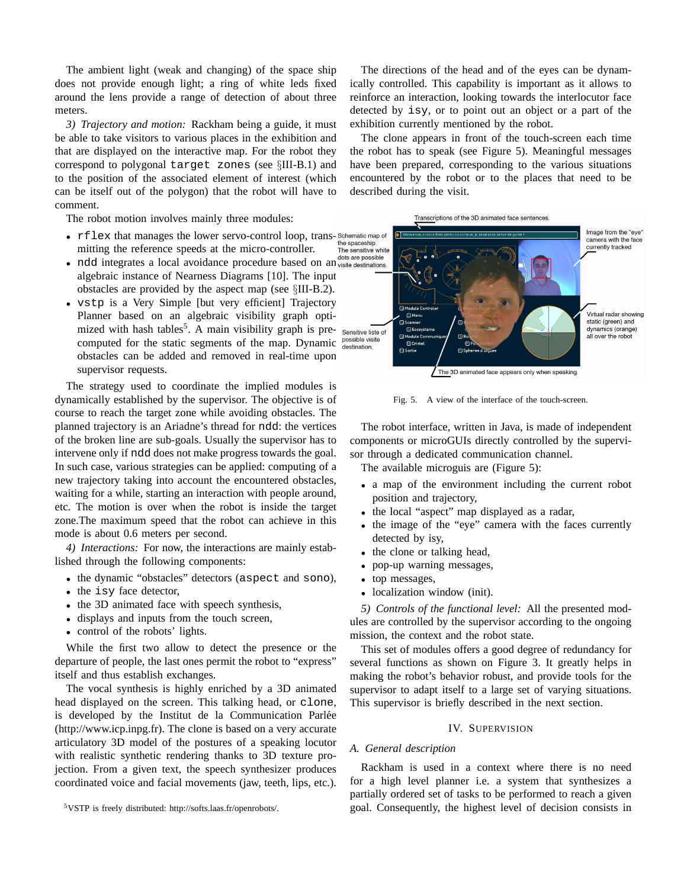The ambient light (weak and changing) of the space ship does not provide enough light; a ring of white leds fixed around the lens provide a range of detection of about three meters.

*3) Trajectory and motion:* Rackham being a guide, it must be able to take visitors to various places in the exhibition and that are displayed on the interactive map. For the robot they correspond to polygonal `target zones` (see §III-B.1) and to the position of the associated element of interest (which can be itself out of the polygon) that the robot will have to comment.

The robot motion involves mainly three modules:

- `rflex` that manages the lower servo-control loop, transmitting the reference speeds at the micro-controller.
- `ndd` integrates a local avoidance procedure based on an algebraic instance of Nearness Diagrams [10]. The input obstacles are provided by the aspect map (see §III-B.2).
- `vstp` is a Very Simple [but very efficient] Trajectory Planner based on an algebraic visibility graph optimized with hash tables[5]. A main visibility graph is precomputed for the static segments of the map. Dynamic obstacles can be added and removed in real-time upon supervisor requests.

The strategy used to coordinate the implied modules is dynamically established by the supervisor. The objective is of course to reach the target zone while avoiding obstacles. The planned trajectory is an Ariadne's thread for `ndd`: the vertices of the broken line are sub-goals. Usually the supervisor has to intervene only if `ndd` does not make progress towards the goal. In such case, various strategies can be applied: computing of a new trajectory taking into account the encountered obstacles, waiting for a while, starting an interaction with people around, etc. The motion is over when the robot is inside the target zone.The maximum speed that the robot can achieve in this mode is about 0.6 meters per second.

*4) Interactions:* For now, the interactions are mainly established through the following components:

- the dynamic "obstacles" detectors (`aspect` and `sono`),
- the `isy` face detector,
- the 3D animated face with speech synthesis,
- displays and inputs from the touch screen,
- control of the robots' lights.

While the first two allow to detect the presence or the departure of people, the last ones permit the robot to "express" itself and thus establish exchanges.

The vocal synthesis is highly enriched by a 3D animated head displayed on the screen. This talking head, or `clone`, is developed by the Institut de la Communication Parlée (http://www.icp.inpg.fr). The clone is based on a very accurate articulatory 3D model of the postures of a speaking locutor with realistic synthetic rendering thanks to 3D texture projection. From a given text, the speech synthesizer produces coordinated voice and facial movements (jaw, teeth, lips, etc.).

[5]VSTP is freely distributed: http://softs.laas.fr/openrobots/.

The directions of the head and of the eyes can be dynamically controlled. This capability is important as it allows to reinforce an interaction, looking towards the interlocutor face detected by `isy`, or to point out an object or a part of the exhibition currently mentioned by the robot.

The clone appears in front of the touch-screen each time the robot has to speak (see Figure 5). Meaningful messages have been prepared, corresponding to the various situations encountered by the robot or to the places that need to be described during the visit.

Fig. 5. A view of the interface of the touch-screen.

The robot interface, written in Java, is made of independent components or microGUIs directly controlled by the supervisor through a dedicated communication channel.

The available microguis are (Figure 5):

- a map of the environment including the current robot position and trajectory,
- the local "aspect" map displayed as a radar,
- the image of the "eye" camera with the faces currently detected by isy,
- the clone or talking head,
- pop-up warning messages,
- top messages,
- localization window (init).

*5) Controls of the functional level:* All the presented modules are controlled by the supervisor according to the ongoing mission, the context and the robot state.

This set of modules offers a good degree of redundancy for several functions as shown on Figure 3. It greatly helps in making the robot's behavior robust, and provide tools for the supervisor to adapt itself to a large set of varying situations. This supervisor is briefly described in the next section.

## IV. Supervision

### A. General description

Rackham is used in a context where there is no need for a high level planner i.e. a system that synthesizes a partially ordered set of tasks to be performed to reach a given goal. Consequently, the highest level of decision consists in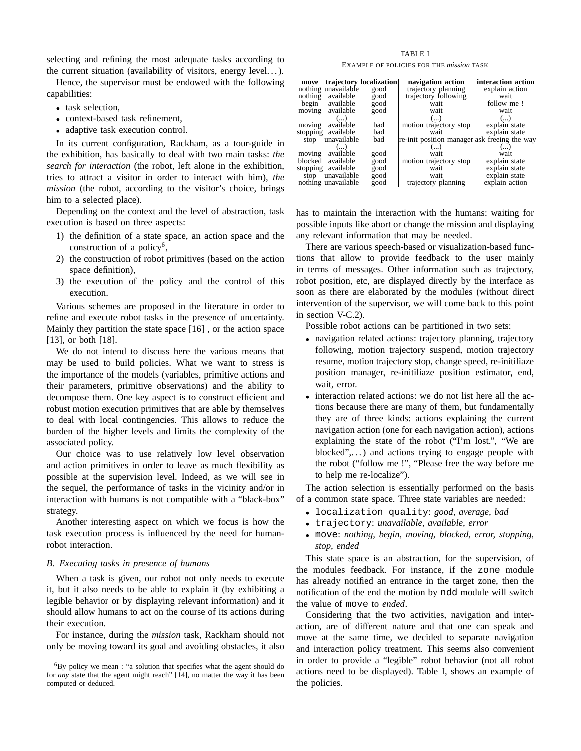selecting and refining the most adequate tasks according to the current situation (availability of visitors, energy level…).

Hence, the supervisor must be endowed with the following capabilities:

- task selection,
- context-based task refinement,
- adaptive task execution control.

In its current configuration, Rackham, as a tour-guide in the exhibition, has basically to deal with two main tasks: *the search for interaction* (the robot, left alone in the exhibition, tries to attract a visitor in order to interact with him), *the mission* (the robot, according to the visitor's choice, brings him to a selected place).

Depending on the context and the level of abstraction, task execution is based on three aspects:

1) the definition of a state space, an action space and the construction of a policy[6],
2) the construction of robot primitives (based on the action space definition),
3) the execution of the policy and the control of this execution.

Various schemes are proposed in the literature in order to refine and execute robot tasks in the presence of uncertainty. Mainly they partition the state space [16] , or the action space [13], or both [18].

We do not intend to discuss here the various means that may be used to build policies. What we want to stress is the importance of the models (variables, primitive actions and their parameters, primitive observations) and the ability to decompose them. One key aspect is to construct efficient and robust motion execution primitives that are able by themselves to deal with local contingencies. This allows to reduce the burden of the higher levels and limits the complexity of the associated policy.

Our choice was to use relatively low level observation and action primitives in order to leave as much flexibility as possible at the supervision level. Indeed, as we will see in the sequel, the performance of tasks in the vicinity and/or in interaction with humans is not compatible with a "black-box" strategy.

Another interesting aspect on which we focus is how the task execution process is influenced by the need for human-robot interaction.

### B. Executing tasks in presence of humans

When a task is given, our robot not only needs to execute it, but it also needs to be able to explain it (by exhibiting a legible behavior or by displaying relevant information) and it should allow humans to act on the course of its actions during their execution.

For instance, during the *mission* task, Rackham should not only be moving toward its goal and avoiding obstacles, it also has to maintain the interaction with the humans: waiting for possible inputs like abort or change the mission and displaying any relevant information that may be needed.

There are various speech-based or visualization-based functions that allow to provide feedback to the user mainly in terms of messages. Other information such as trajectory, robot position, etc, are displayed directly by the interface as soon as there are elaborated by the modules (without direct intervention of the supervisor, we will come back to this point in section V-C.2).

Possible robot actions can be partitioned in two sets:

- navigation related actions: trajectory planning, trajectory following, motion trajectory suspend, motion trajectory resume, motion trajectory stop, change speed, re-initiliaze position manager, re-initiliaze position estimator, end, wait, error.
- interaction related actions: we do not list here all the actions because there are many of them, but fundamentally they are of three kinds: actions explaining the current navigation action (one for each navigation action), actions explaining the state of the robot ("I'm lost.", "We are blocked",…) and actions trying to engage people with the robot ("follow me !", "Please free the way before me to help me re-localize").

The action selection is essentially performed on the basis of a common state space. Three state variables are needed:

- `localization quality`: *good, average, bad*
- `trajectory`: *unavailable, available, error*
- `move`: *nothing, begin, moving, blocked, error, stopping, stop, ended*

This state space is an abstraction, for the supervision, of the modules feedback. For instance, if the `zone` module has already notified an entrance in the target zone, then the notification of the end the motion by `ndd` module will switch the value of `move` to *ended*.

Considering that the two activities, navigation and interaction, are of different nature and that one can speak and move at the same time, we decided to separate navigation and interaction policy treatment. This seems also convenient in order to provide a "legible" robot behavior (not all robot actions need to be displayed). Table I, shows an example of the policies.

TABLE I

EXAMPLE OF POLICIES FOR THE *mission* TASK

| move | trajectory | localization | navigation action | interaction action |
|---|---|---|---|---|
| nothing | unavailable | good | trajectory planning | explain action |
| nothing | available | good | trajectory following | wait |
| begin | available | good | wait | follow me ! |
| moving | available | good | wait | wait |
| | (...) | | (...) | (...) |
| moving | available | bad | motion trajectory stop | explain state |
| stopping | available | bad | wait | explain state |
| stop | unavailable | bad | re-init position manager | ask freeing the way |
| | (...) | | (...) | (...) |
| moving | available | good | wait | wait |
| blocked | available | good | motion trajectory stop | explain state |
| stopping | available | good | wait | explain state |
| stop | unavailable | good | wait | explain state |
| nothing | unavailable | good | trajectory planning | explain action |

[6] By policy we mean : "a solution that specifies what the agent should do for *any* state that the agent might reach" [14], no matter the way it has been computed or deduced.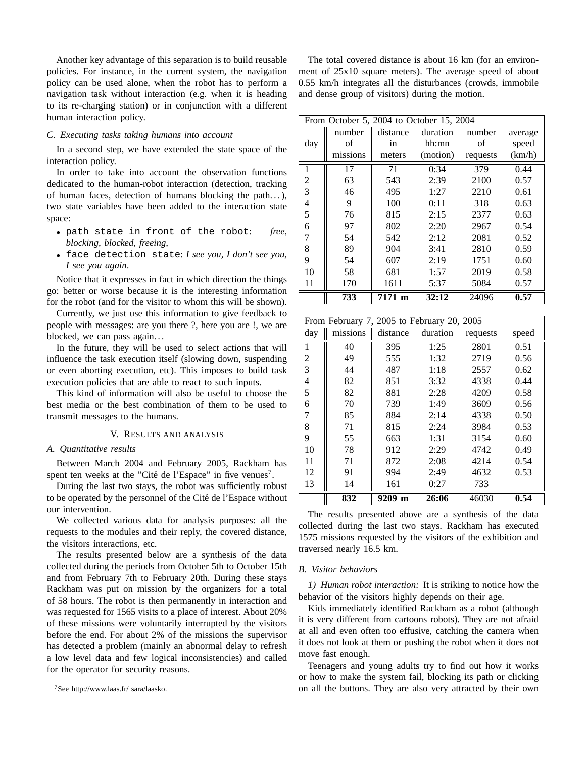Another key advantage of this separation is to build reusable policies. For instance, in the current system, the navigation policy can be used alone, when the robot has to perform a navigation task without interaction (e.g. when it is heading to its re-charging station) or in conjunction with a different human interaction policy.

### C. Executing tasks taking humans into account

In a second step, we have extended the state space of the interaction policy.

In order to take into account the observation functions dedicated to the human-robot interaction (detection, tracking of human faces, detection of humans blocking the path…), two state variables have been added to the interaction state space:

- `path state in front of the robot`: *free, blocking, blocked, freeing,*
- `face detection state`: *I see you, I don't see you, I see you again*.

Notice that it expresses in fact in which direction the things go: better or worse because it is the interesting information for the robot (and for the visitor to whom this will be shown).

Currently, we just use this information to give feedback to people with messages: are you there ?, here you are !, we are blocked, we can pass again…

In the future, they will be used to select actions that will influence the task execution itself (slowing down, suspending or even aborting execution, etc). This imposes to build task execution policies that are able to react to such inputs.

This kind of information will also be useful to choose the best media or the best combination of them to be used to transmit messages to the humans.

## V. Results and analysis

### A. Quantitative results

Between March 2004 and February 2005, Rackham has spent ten weeks at the "Cité de l'Espace" in five venues[7].

During the last two stays, the robot was sufficiently robust to be operated by the personnel of the Cité de l'Espace without our intervention.

We collected various data for analysis purposes: all the requests to the modules and their reply, the covered distance, the visitors interactions, etc.

The results presented below are a synthesis of the data collected during the periods from October 5th to October 15th and from February 7th to February 20th. During these stays Rackham was put on mission by the organizers for a total of 58 hours. The robot is then permanently in interaction and was requested for 1565 visits to a place of interest. About 20% of these missions were voluntarily interrupted by the visitors before the end. For about 2% of the missions the supervisor has detected a problem (mainly an abnormal delay to refresh a low level data and few logical inconsistencies) and called for the operator for security reasons.

[7]See http://www.laas.fr/ sara/laasko.

The total covered distance is about 16 km (for an environment of 25x10 square meters). The average speed of about 0.55 km/h integrates all the disturbances (crowds, immobile and dense group of visitors) during the motion.

| From October 5, 2004 to October 15, 2004 | | | | | |
|---|---|---|---|---|---|
| day | number of missions | distance in meters | duration hh:mn (motion) | number of requests | average speed (km/h) |
| 1 | 17 | 71 | 0:34 | 379 | 0.44 |
| 2 | 63 | 543 | 2:39 | 2100 | 0.57 |
| 3 | 46 | 495 | 1:27 | 2210 | 0.61 |
| 4 | 9 | 100 | 0:11 | 318 | 0.63 |
| 5 | 76 | 815 | 2:15 | 2377 | 0.63 |
| 6 | 97 | 802 | 2:20 | 2967 | 0.54 |
| 7 | 54 | 542 | 2:12 | 2081 | 0.52 |
| 8 | 89 | 904 | 3:41 | 2810 | 0.59 |
| 9 | 54 | 607 | 2:19 | 1751 | 0.60 |
| 10 | 58 | 681 | 1:57 | 2019 | 0.58 |
| 11 | 170 | 1611 | 5:37 | 5084 | 0.57 |
| | **733** | **7171 m** | **32:12** | 24096 | **0.57** |

| From February 7, 2005 to February 20, 2005 | | | | | |
|---|---|---|---|---|---|
| day | missions | distance | duration | requests | speed |
| 1 | 40 | 395 | 1:25 | 2801 | 0.51 |
| 2 | 49 | 555 | 1:32 | 2719 | 0.56 |
| 3 | 44 | 487 | 1:18 | 2557 | 0.62 |
| 4 | 82 | 851 | 3:32 | 4338 | 0.44 |
| 5 | 82 | 881 | 2:28 | 4209 | 0.58 |
| 6 | 70 | 739 | 1:49 | 3609 | 0.56 |
| 7 | 85 | 884 | 2:14 | 4338 | 0.50 |
| 8 | 71 | 815 | 2:24 | 3984 | 0.53 |
| 9 | 55 | 663 | 1:31 | 3154 | 0.60 |
| 10 | 78 | 912 | 2:29 | 4742 | 0.49 |
| 11 | 71 | 872 | 2:08 | 4214 | 0.54 |
| 12 | 91 | 994 | 2:49 | 4632 | 0.53 |
| 13 | 14 | 161 | 0:27 | 733 | |
| | **832** | **9209 m** | **26:06** | 46030 | **0.54** |

The results presented above are a synthesis of the data collected during the last two stays. Rackham has executed 1575 missions requested by the visitors of the exhibition and traversed nearly 16.5 km.

### B. Visitor behaviors

*1) Human robot interaction:* It is striking to notice how the behavior of the visitors highly depends on their age.

Kids immediately identified Rackham as a robot (although it is very different from cartoons robots). They are not afraid at all and even often too effusive, catching the camera when it does not look at them or pushing the robot when it does not move fast enough.

Teenagers and young adults try to find out how it works or how to make the system fail, blocking its path or clicking on all the buttons. They are also very attracted by their own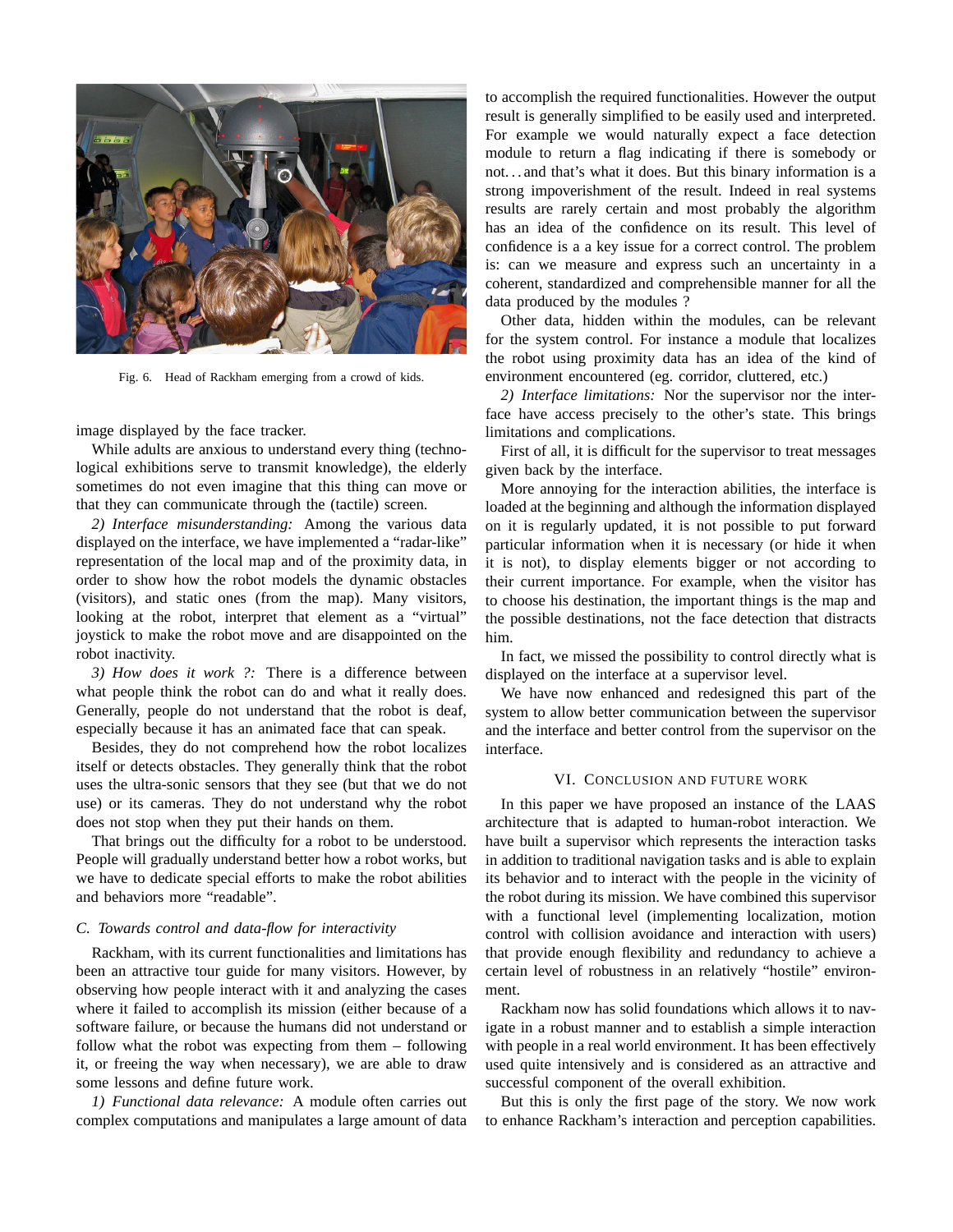Fig. 6. Head of Rackham emerging from a crowd of kids.

image displayed by the face tracker.

While adults are anxious to understand every thing (technological exhibitions serve to transmit knowledge), the elderly sometimes do not even imagine that this thing can move or that they can communicate through the (tactile) screen.

*2) Interface misunderstanding:* Among the various data displayed on the interface, we have implemented a "radar-like" representation of the local map and of the proximity data, in order to show how the robot models the dynamic obstacles (visitors), and static ones (from the map). Many visitors, looking at the robot, interpret that element as a "virtual" joystick to make the robot move and are disappointed on the robot inactivity.

*3) How does it work ?:* There is a difference between what people think the robot can do and what it really does. Generally, people do not understand that the robot is deaf, especially because it has an animated face that can speak.

Besides, they do not comprehend how the robot localizes itself or detects obstacles. They generally think that the robot uses the ultra-sonic sensors that they see (but that we do not use) or its cameras. They do not understand why the robot does not stop when they put their hands on them.

That brings out the difficulty for a robot to be understood. People will gradually understand better how a robot works, but we have to dedicate special efforts to make the robot abilities and behaviors more "readable".

### C. Towards control and data-flow for interactivity

Rackham, with its current functionalities and limitations has been an attractive tour guide for many visitors. However, by observing how people interact with it and analyzing the cases where it failed to accomplish its mission (either because of a software failure, or because the humans did not understand or follow what the robot was expecting from them – following it, or freeing the way when necessary), we are able to draw some lessons and define future work.

*1) Functional data relevance:* A module often carries out complex computations and manipulates a large amount of data to accomplish the required functionalities. However the output result is generally simplified to be easily used and interpreted. For example we would naturally expect a face detection module to return a flag indicating if there is somebody or not... and that's what it does. But this binary information is a strong impoverishment of the result. Indeed in real systems results are rarely certain and most probably the algorithm has an idea of the confidence on its result. This level of confidence is a a key issue for a correct control. The problem is: can we measure and express such an uncertainty in a coherent, standardized and comprehensible manner for all the data produced by the modules ?

Other data, hidden within the modules, can be relevant for the system control. For instance a module that localizes the robot using proximity data has an idea of the kind of environment encountered (eg. corridor, cluttered, etc.)

*2) Interface limitations:* Nor the supervisor nor the interface have access precisely to the other's state. This brings limitations and complications.

First of all, it is difficult for the supervisor to treat messages given back by the interface.

More annoying for the interaction abilities, the interface is loaded at the beginning and although the information displayed on it is regularly updated, it is not possible to put forward particular information when it is necessary (or hide it when it is not), to display elements bigger or not according to their current importance. For example, when the visitor has to choose his destination, the important things is the map and the possible destinations, not the face detection that distracts him.

In fact, we missed the possibility to control directly what is displayed on the interface at a supervisor level.

We have now enhanced and redesigned this part of the system to allow better communication between the supervisor and the interface and better control from the supervisor on the interface.

## VI. Conclusion and Future Work

In this paper we have proposed an instance of the LAAS architecture that is adapted to human-robot interaction. We have built a supervisor which represents the interaction tasks in addition to traditional navigation tasks and is able to explain its behavior and to interact with the people in the vicinity of the robot during its mission. We have combined this supervisor with a functional level (implementing localization, motion control with collision avoidance and interaction with users) that provide enough flexibility and redundancy to achieve a certain level of robustness in an relatively "hostile" environment.

Rackham now has solid foundations which allows it to navigate in a robust manner and to establish a simple interaction with people in a real world environment. It has been effectively used quite intensively and is considered as an attractive and successful component of the overall exhibition.

But this is only the first page of the story. We now work to enhance Rackham's interaction and perception capabilities.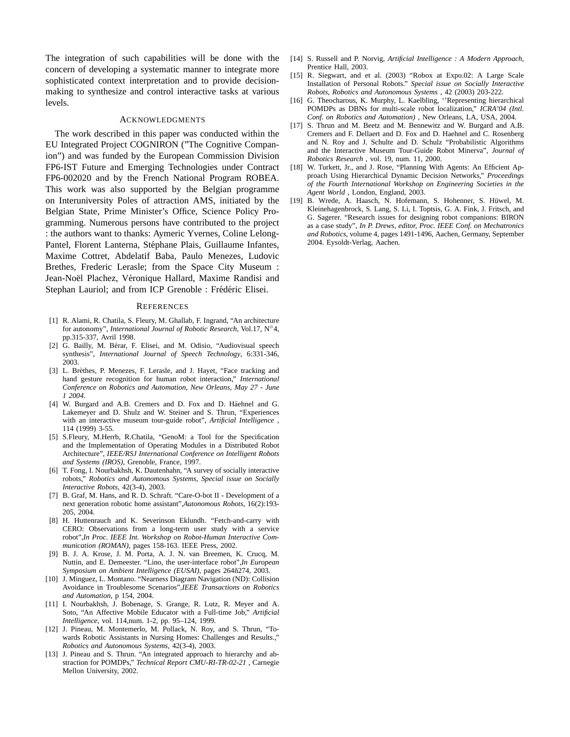The integration of such capabilities will be done with the concern of developing a systematic manner to integrate more sophisticated context interpretation and to provide decision-making to synthesize and control interactive tasks at various levels.

## Acknowledgments

The work described in this paper was conducted within the EU Integrated Project COGNIRON (”The Cognitive Companion”) and was funded by the European Commission Division FP6-IST Future and Emerging Technologies under Contract FP6-002020 and by the French National Program ROBEA. This work was also supported by the Belgian programme on Interuniversity Poles of attraction AMS, initiated by the Belgian State, Prime Minister's Office, Science Policy Programming. Numerous persons have contributed to the project : the authors want to thanks: Aymeric Yvernes, Coline Lelong-Pantel, Florent Lanterna, Stéphane Plais, Guillaume Infantes, Maxime Cottret, Abdelatif Baba, Paulo Menezes, Ludovic Brethes, Frederic Lerasle; from the Space City Museum : Jean-Noël Plachez, Véronique Hallard, Maxime Randisi and Stephan Lauriol; and from ICP Grenoble : Frédéric Elisei.

## References

[1] R. Alami, R. Chatila, S. Fleury, M. Ghallab, F. Ingrand, “An architecture for autonomy”, *International Journal of Robotic Research*, Vol.17, N°4, pp.315-337, Avril 1998.

[2] G. Bailly, M. Bérar, F. Elisei, and M. Odisio, “Audiovisual speech synthesis”, *International Journal of Speech Technology*, 6:331-346, 2003.

[3] L. Brèthes, P. Menezes, F. Lerasle, and J. Hayet, “Face tracking and hand gesture recognition for human robot interaction,” *International Conference on Robotics and Automation, New Orleans, May 27 - June 1 2004*.

[4] W. Burgard and A.B. Cremers and D. Fox and D. Häehnel and G. Lakemeyer and D. Shulz and W. Steiner and S. Thrun, “Experiences with an interactive museum tour-guide robot”, *Artificial Intelligence* , 114 (1999) 3-55.

[5] S.Fleury, M.Herrb, R.Chatila, “GenoM: a Tool for the Specification and the Implementation of Operating Modules in a Distributed Robot Architecture”, *IEEE/RSJ International Conference on Intelligent Robots and Systems (IROS)*, Grenoble, France, 1997.

[6] T. Fong, I. Nourbakhsh, K. Dautenhahn, “A survey of socially interactive robots,” *Robotics and Autonomous Systems, Special issue on Socially Interactive Robots*, 42(3-4), 2003.

[7] B. Graf, M. Hans, and R. D. Schraft. “Care-O-bot II - Development of a next generation robotic home assistant”,*Autonomous Robots*, 16(2):193-205, 2004.

[8] H. Huttenrauch and K. Severinson Eklundh. “Fetch-and-carry with CERO: Observations from a long-term user study with a service robot”,*In Proc. IEEE Int. Workshop on Robot-Human Interactive Communication (ROMAN)*, pages 158-163. IEEE Press, 2002.

[9] B. J. A. Krose, J. M. Porta, A. J. N. van Breemen, K. Crucq, M. Nuttin, and E. Demeester. “Lino, the user-interface robot”,*In European Symposium on Ambient Intelligence (EUSAI)*, pages 264ñ274, 2003.

[10] J. Minguez, L. Montano. “Nearness Diagram Navigation (ND): Collision Avoidance in Troublesome Scenarios”,*IEEE Transactions on Robotics and Automation*, p 154, 2004.

[11] I. Nourbakhsh, J. Bobenage, S. Grange, R. Lutz, R. Meyer and A. Soto, “An Affective Mobile Educator with a Full-time Job,” *Artificial Intelligence*, vol. 114,num. 1-2, pp. 95–124, 1999.

[12] J. Pineau, M. Montemerlo, M. Pollack, N. Roy, and S. Thrun, “Towards Robotic Assistants in Nursing Homes: Challenges and Results.,” *Robotics and Autonomous Systems*, 42(3-4), 2003.

[13] J. Pineau and S. Thrun. “An integrated approach to hierarchy and abstraction for POMDPs,” *Technical Report CMU-RI-TR-02-21* , Carnegie Mellon University, 2002.

[14] S. Russell and P. Norvig, *Artificial Intelligence : A Modern Approach*, Prentice Hall, 2003.

[15] R. Siegwart, and et al. (2003) “Robox at Expo.02: A Large Scale Installation of Personal Robots.” *Special issue on Socially Interactive Robots, Robotics and Autonomous Systems* , 42 (2003) 203-222.

[16] G. Theocharous, K. Murphy, L. Kaelbling, ‘’Representing hierarchical POMDPs as DBNs for multi-scale robot localization,” *ICRA'04 (Intl. Conf. on Robotics and Automation)* , New Orleans, LA, USA, 2004.

[17] S. Thrun and M. Beetz and M. Bennewitz and W. Burgard and A.B. Cremers and F. Dellaert and D. Fox and D. Haehnel and C. Rosenberg and N. Roy and J. Schulte and D. Schulz “Probabilistic Algorithms and the Interactive Museum Tour-Guide Robot Minerva”, *Journal of Robotics Research* , vol. 19, num. 11, 2000.

[18] W. Turkett, Jr., and J. Rose, “Planning With Agents: An Efficient Approach Using Hierarchical Dynamic Decision Networks,” *Proceedings of the Fourth International Workshop on Engineering Societies in the Agent World* , London, England, 2003.

[19] B. Wrede, A. Haasch, N. Hofemann, S. Hohenner, S. Hüwel, M. Kleinehagenbrock, S. Lang, S. Li, I. Toptsis, G. A. Fink, J. Fritsch, and G. Sagerer. “Research issues for designing robot companions: BIRON as a case study”, *In P. Drews, editor, Proc. IEEE Conf. on Mechatronics and Robotics*, volume 4, pages 1491-1496, Aachen, Germany, September 2004. Eysoldt-Verlag, Aachen.